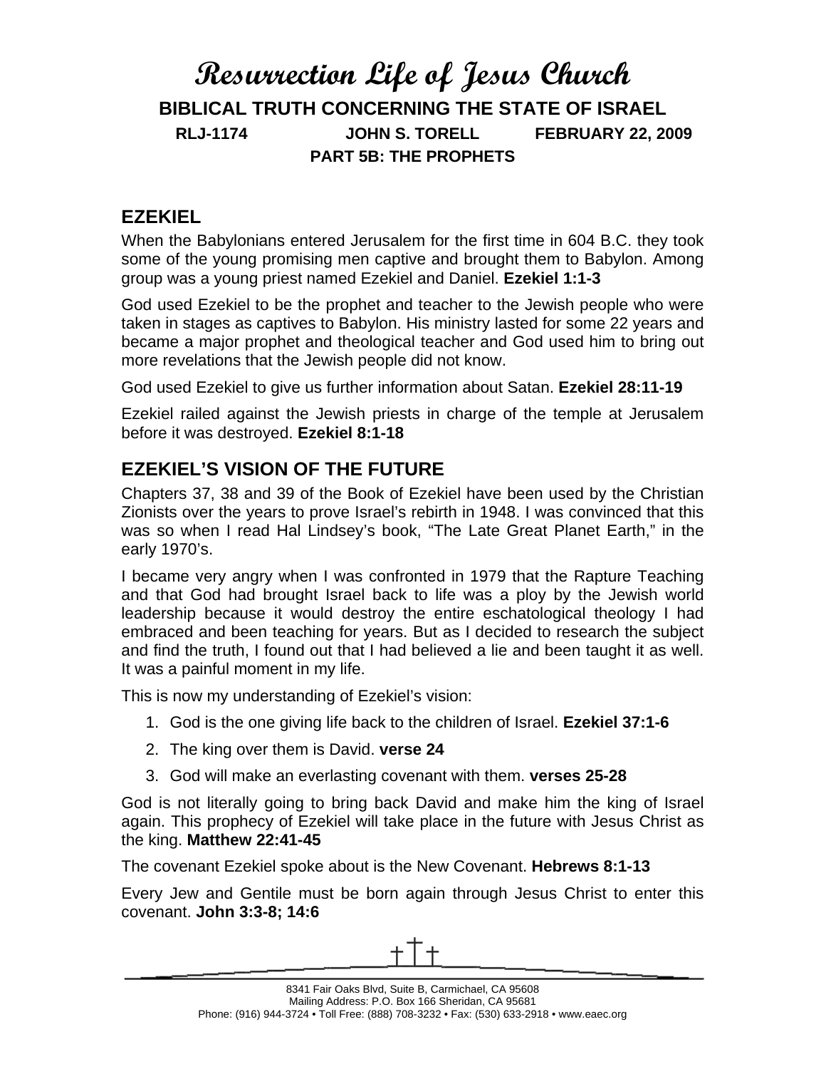# Resurrection Life of Jesus Church

## BIBLICAL TRUTH CONCERNING THE STATE OF ISRAEL

**RLJ-1174 JOHN S. TORELL FEBRUARY 22, 2009**

**PART 5B: THE PROPHETS**

## EZEKIEL

When the Babylonians entered Jerusalem for the first time in 604 B.C. they took some of the young promising men captive and brought them to Babylon. Among group was a young priest named Ezekiel and Daniel. **Ezekiel 1:1-3**

God used Ezekiel to be the prophet and teacher to the Jewish people who were taken in stages as captives to Babylon. His ministry lasted for some 22 years and became a major prophet and theological teacher and God used him to bring out more revelations that the Jewish people did not know.

God used Ezekiel to give us further information about Satan. **Ezekiel 28:11-19**

Ezekiel railed against the Jewish priests in charge of the temple at Jerusalem before it was destroyed. **Ezekiel 8:1-18**

## EZEKIEL'S VISION OF THE FUTURE

Chapters 37, 38 and 39 of the Book of Ezekiel have been used by the Christian Zionists over the years to prove Israel's rebirth in 1948. I was convinced that this was so when I read Hal Lindsey's book, "The Late Great Planet Earth," in the early 1970's.

I became very angry when I was confronted in 1979 that the Rapture Teaching and that God had brought Israel back to life was a ploy by the Jewish world leadership because it would destroy the entire eschatological theology I had embraced and been teaching for years. But as I decided to research the subject and find the truth, I found out that I had believed a lie and been taught it as well. It was a painful moment in my life.

This is now my understanding of Ezekiel's vision:

1. God is the one giving life back to the children of Israel. **Ezekiel 37:1-6**
2. The king over them is David. **verse 24**
3. God will make an everlasting covenant with them. **verses 25-28**

God is not literally going to bring back David and make him the king of Israel again. This prophecy of Ezekiel will take place in the future with Jesus Christ as the king. **Matthew 22:41-45**

The covenant Ezekiel spoke about is the New Covenant. **Hebrews 8:1-13**

Every Jew and Gentile must be born again through Jesus Christ to enter this covenant. **John 3:3-8; 14:6**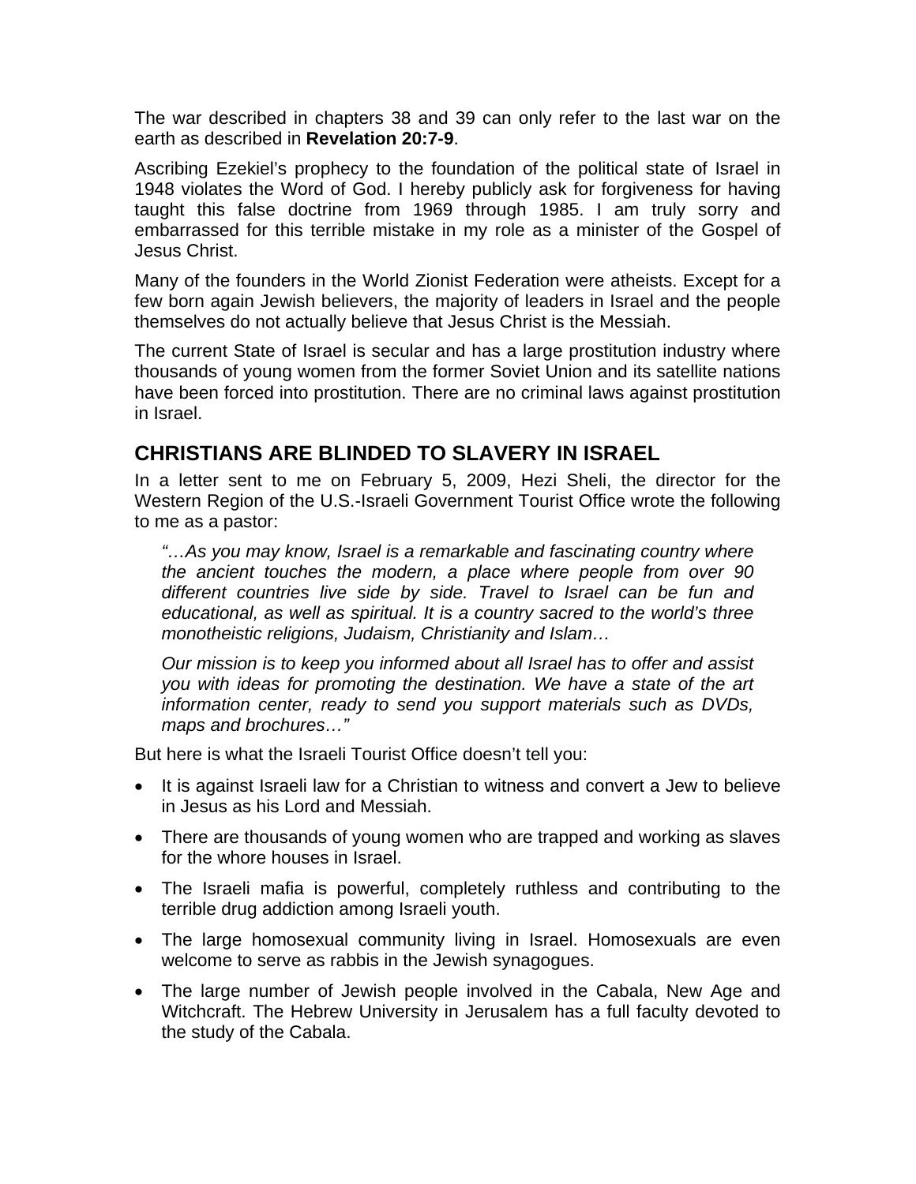The war described in chapters 38 and 39 can only refer to the last war on the earth as described in **Revelation 20:7-9**.

Ascribing Ezekiel's prophecy to the foundation of the political state of Israel in 1948 violates the Word of God. I hereby publicly ask for forgiveness for having taught this false doctrine from 1969 through 1985. I am truly sorry and embarrassed for this terrible mistake in my role as a minister of the Gospel of Jesus Christ.

Many of the founders in the World Zionist Federation were atheists. Except for a few born again Jewish believers, the majority of leaders in Israel and the people themselves do not actually believe that Jesus Christ is the Messiah.

The current State of Israel is secular and has a large prostitution industry where thousands of young women from the former Soviet Union and its satellite nations have been forced into prostitution. There are no criminal laws against prostitution in Israel.

## CHRISTIANS ARE BLINDED TO SLAVERY IN ISRAEL

In a letter sent to me on February 5, 2009, Hezi Sheli, the director for the Western Region of the U.S.-Israeli Government Tourist Office wrote the following to me as a pastor:

> *"…As you may know, Israel is a remarkable and fascinating country where the ancient touches the modern, a place where people from over 90 different countries live side by side. Travel to Israel can be fun and educational, as well as spiritual. It is a country sacred to the world's three monotheistic religions, Judaism, Christianity and Islam…*
>
> *Our mission is to keep you informed about all Israel has to offer and assist you with ideas for promoting the destination. We have a state of the art information center, ready to send you support materials such as DVDs, maps and brochures…"*

But here is what the Israeli Tourist Office doesn't tell you:

- It is against Israeli law for a Christian to witness and convert a Jew to believe in Jesus as his Lord and Messiah.
- There are thousands of young women who are trapped and working as slaves for the whore houses in Israel.
- The Israeli mafia is powerful, completely ruthless and contributing to the terrible drug addiction among Israeli youth.
- The large homosexual community living in Israel. Homosexuals are even welcome to serve as rabbis in the Jewish synagogues.
- The large number of Jewish people involved in the Cabala, New Age and Witchcraft. The Hebrew University in Jerusalem has a full faculty devoted to the study of the Cabala.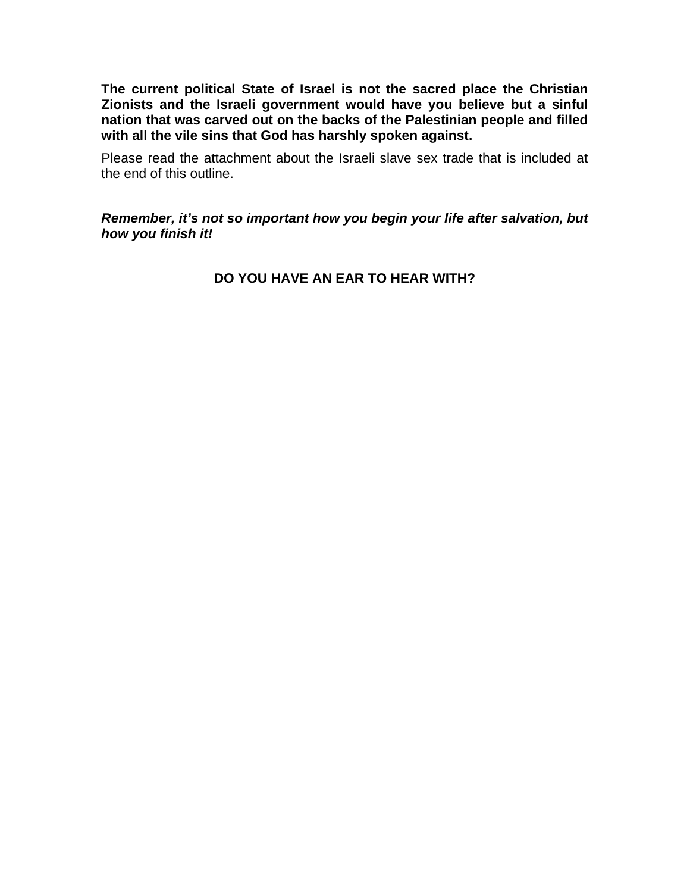**The current political State of Israel is not the sacred place the Christian Zionists and the Israeli government would have you believe but a sinful nation that was carved out on the backs of the Palestinian people and filled with all the vile sins that God has harshly spoken against.**

Please read the attachment about the Israeli slave sex trade that is included at the end of this outline.

***Remember, it's not so important how you begin your life after salvation, but how you finish it!***

**DO YOU HAVE AN EAR TO HEAR WITH?**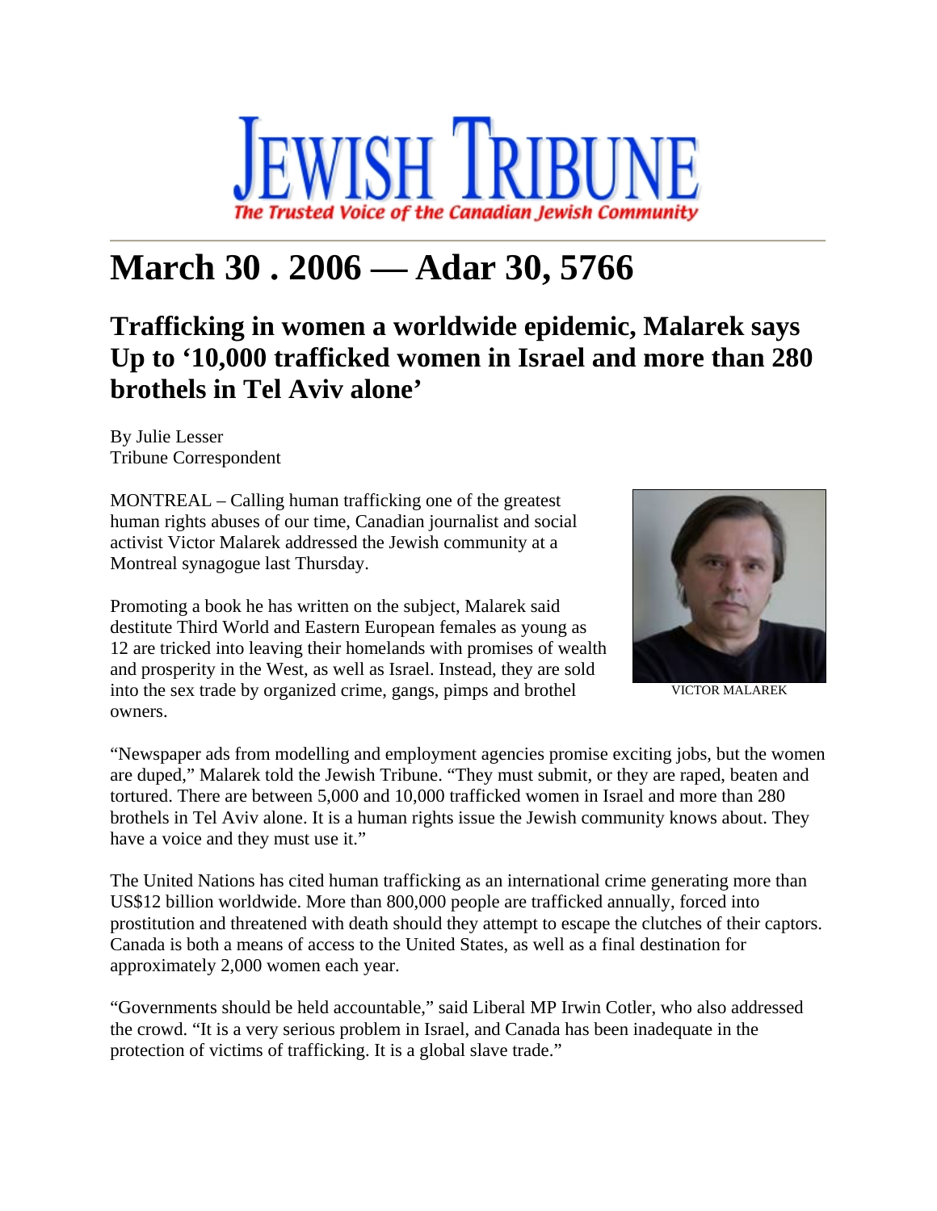# JEWISH TRIBUNE

*The Trusted Voice of the Canadian Jewish Community*

# March 30 . 2006 — Adar 30, 5766

## Trafficking in women a worldwide epidemic, Malarek says Up to '10,000 trafficked women in Israel and more than 280 brothels in Tel Aviv alone'

By Julie Lesser
Tribune Correspondent

MONTREAL – Calling human trafficking one of the greatest human rights abuses of our time, Canadian journalist and social activist Victor Malarek addressed the Jewish community at a Montreal synagogue last Thursday.

VICTOR MALAREK

Promoting a book he has written on the subject, Malarek said destitute Third World and Eastern European females as young as 12 are tricked into leaving their homelands with promises of wealth and prosperity in the West, as well as Israel. Instead, they are sold into the sex trade by organized crime, gangs, pimps and brothel owners.

"Newspaper ads from modelling and employment agencies promise exciting jobs, but the women are duped," Malarek told the Jewish Tribune. "They must submit, or they are raped, beaten and tortured. There are between 5,000 and 10,000 trafficked women in Israel and more than 280 brothels in Tel Aviv alone. It is a human rights issue the Jewish community knows about. They have a voice and they must use it."

The United Nations has cited human trafficking as an international crime generating more than US$12 billion worldwide. More than 800,000 people are trafficked annually, forced into prostitution and threatened with death should they attempt to escape the clutches of their captors. Canada is both a means of access to the United States, as well as a final destination for approximately 2,000 women each year.

"Governments should be held accountable," said Liberal MP Irwin Cotler, who also addressed the crowd. "It is a very serious problem in Israel, and Canada has been inadequate in the protection of victims of trafficking. It is a global slave trade."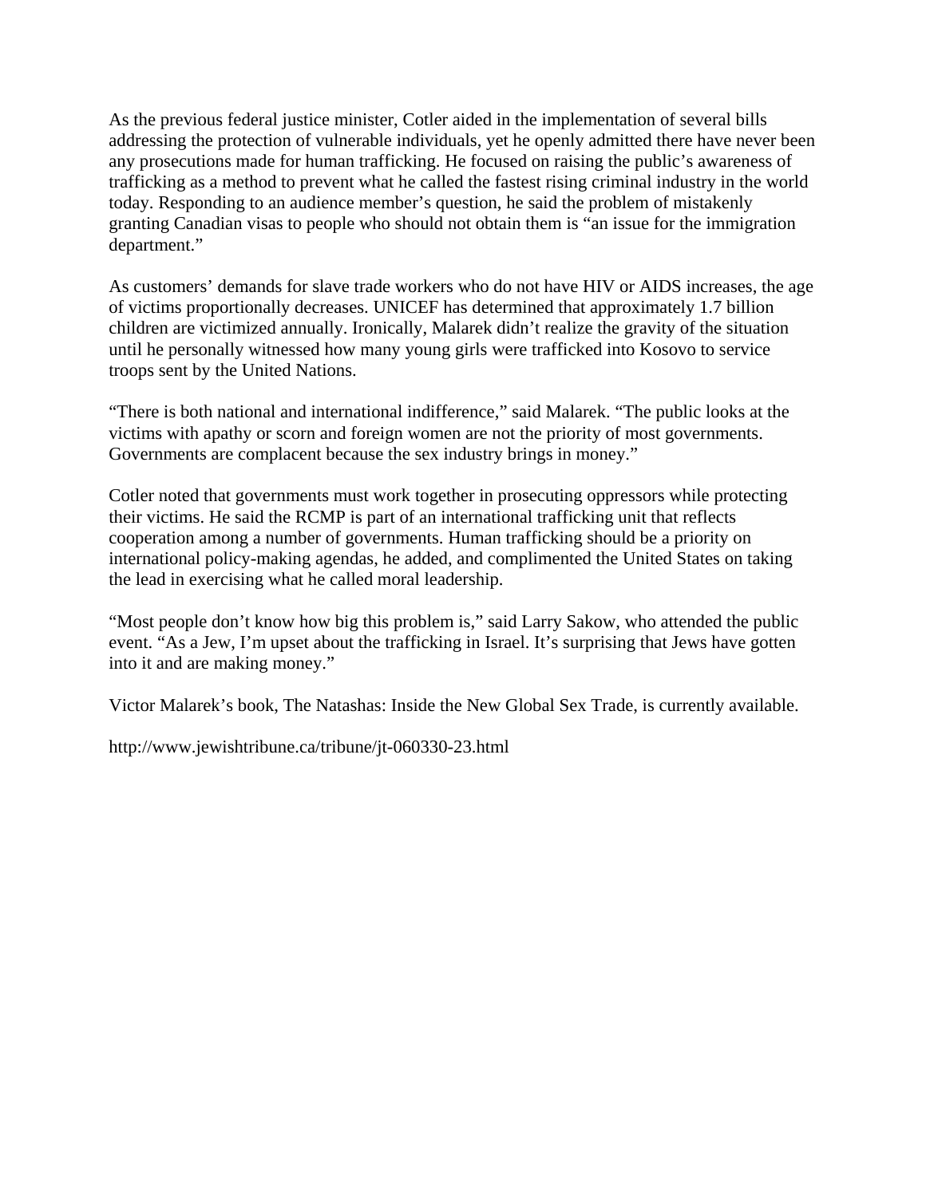As the previous federal justice minister, Cotler aided in the implementation of several bills addressing the protection of vulnerable individuals, yet he openly admitted there have never been any prosecutions made for human trafficking. He focused on raising the public's awareness of trafficking as a method to prevent what he called the fastest rising criminal industry in the world today. Responding to an audience member's question, he said the problem of mistakenly granting Canadian visas to people who should not obtain them is "an issue for the immigration department."

As customers' demands for slave trade workers who do not have HIV or AIDS increases, the age of victims proportionally decreases. UNICEF has determined that approximately 1.7 billion children are victimized annually. Ironically, Malarek didn't realize the gravity of the situation until he personally witnessed how many young girls were trafficked into Kosovo to service troops sent by the United Nations.

"There is both national and international indifference," said Malarek. "The public looks at the victims with apathy or scorn and foreign women are not the priority of most governments. Governments are complacent because the sex industry brings in money."

Cotler noted that governments must work together in prosecuting oppressors while protecting their victims. He said the RCMP is part of an international trafficking unit that reflects cooperation among a number of governments. Human trafficking should be a priority on international policy-making agendas, he added, and complimented the United States on taking the lead in exercising what he called moral leadership.

"Most people don't know how big this problem is," said Larry Sakow, who attended the public event. "As a Jew, I'm upset about the trafficking in Israel. It's surprising that Jews have gotten into it and are making money."

Victor Malarek's book, The Natashas: Inside the New Global Sex Trade, is currently available.

http://www.jewishtribune.ca/tribune/jt-060330-23.html